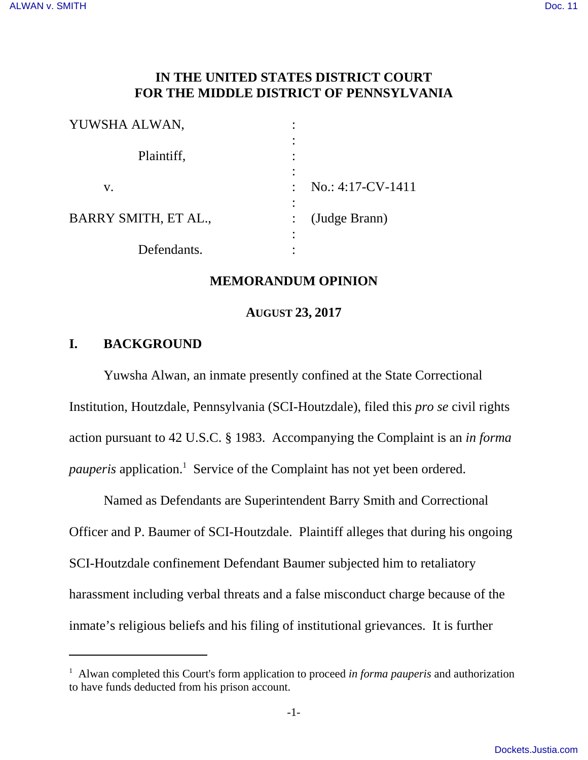# IN THE UNITED STATES DISTRICT COURT FOR THE MIDDLE DISTRICT OF PENNSYLVANIA

| | | |
|---|---|---|
| YUWSHA ALWAN, | : | |
| | : | |
| Plaintiff, | : | |
| | : | |
| v. | : | No.: 4:17-CV-1411 |
| | : | |
| BARRY SMITH, ET AL., | : | (Judge Brann) |
| | : | |
| Defendants. | : | |

## MEMORANDUM OPINION

**AUGUST 23, 2017**

## I. BACKGROUND

Yuwsha Alwan, an inmate presently confined at the State Correctional Institution, Houtzdale, Pennsylvania (SCI-Houtzdale), filed this *pro se* civil rights action pursuant to 42 U.S.C. § 1983. Accompanying the Complaint is an *in forma pauperis* application.[1] Service of the Complaint has not yet been ordered.

Named as Defendants are Superintendent Barry Smith and Correctional Officer and P. Baumer of SCI-Houtzdale. Plaintiff alleges that during his ongoing SCI-Houtzdale confinement Defendant Baumer subjected him to retaliatory harassment including verbal threats and a false misconduct charge because of the inmate's religious beliefs and his filing of institutional grievances. It is further

---

[1] Alwan completed this Court's form application to proceed *in forma pauperis* and authorization to have funds deducted from his prison account.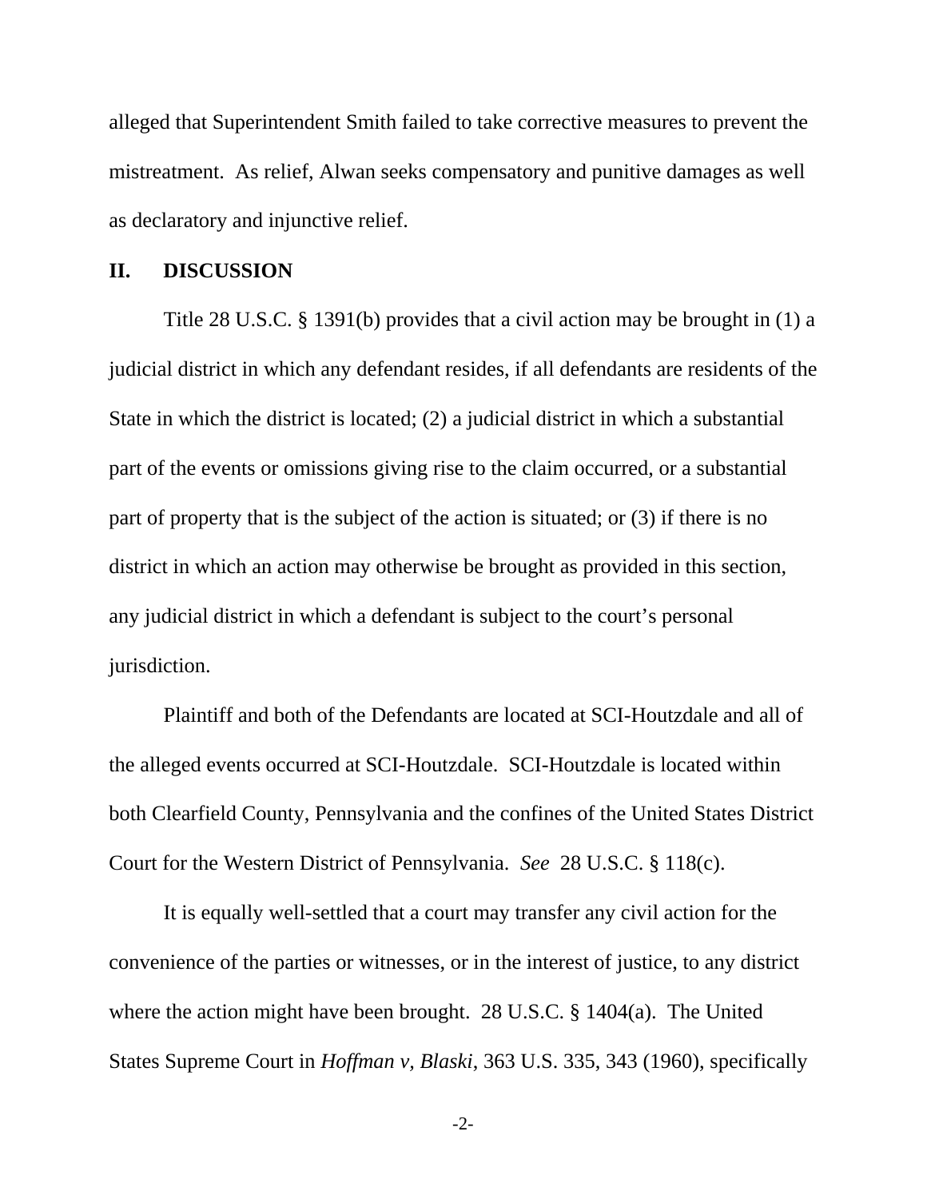alleged that Superintendent Smith failed to take corrective measures to prevent the mistreatment. As relief, Alwan seeks compensatory and punitive damages as well as declaratory and injunctive relief.

## II. DISCUSSION

Title 28 U.S.C. § 1391(b) provides that a civil action may be brought in (1) a judicial district in which any defendant resides, if all defendants are residents of the State in which the district is located; (2) a judicial district in which a substantial part of the events or omissions giving rise to the claim occurred, or a substantial part of property that is the subject of the action is situated; or (3) if there is no district in which an action may otherwise be brought as provided in this section, any judicial district in which a defendant is subject to the court's personal jurisdiction.

Plaintiff and both of the Defendants are located at SCI-Houtzdale and all of the alleged events occurred at SCI-Houtzdale. SCI-Houtzdale is located within both Clearfield County, Pennsylvania and the confines of the United States District Court for the Western District of Pennsylvania. *See* 28 U.S.C. § 118(c).

It is equally well-settled that a court may transfer any civil action for the convenience of the parties or witnesses, or in the interest of justice, to any district where the action might have been brought. 28 U.S.C. § 1404(a). The United States Supreme Court in *Hoffman v, Blaski*, 363 U.S. 335, 343 (1960), specifically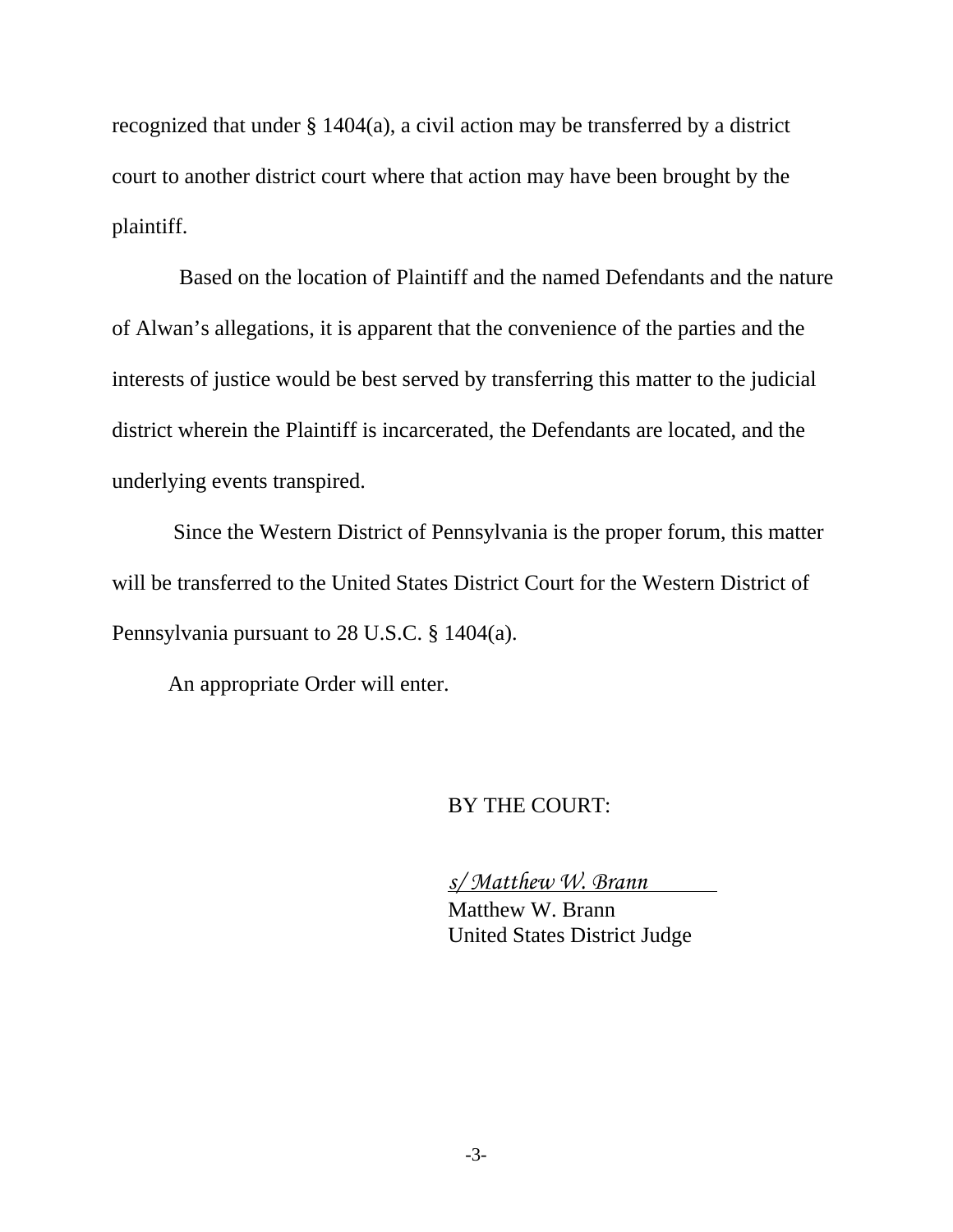recognized that under § 1404(a), a civil action may be transferred by a district court to another district court where that action may have been brought by the plaintiff.

Based on the location of Plaintiff and the named Defendants and the nature of Alwan's allegations, it is apparent that the convenience of the parties and the interests of justice would be best served by transferring this matter to the judicial district wherein the Plaintiff is incarcerated, the Defendants are located, and the underlying events transpired.

Since the Western District of Pennsylvania is the proper forum, this matter will be transferred to the United States District Court for the Western District of Pennsylvania pursuant to 28 U.S.C. § 1404(a).

An appropriate Order will enter.

BY THE COURT:

*s/ Matthew W. Brann*
Matthew W. Brann
United States District Judge